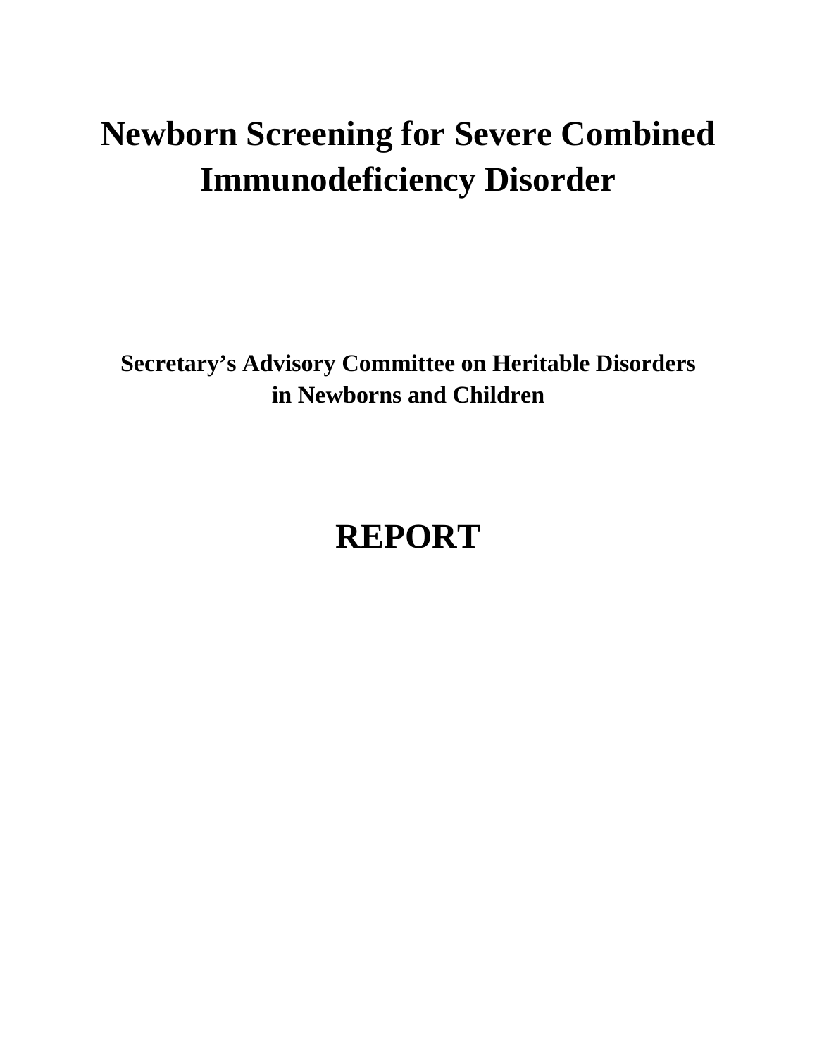# Newborn Screening for Severe Combined Immunodeficiency Disorder

**Secretary's Advisory Committee on Heritable Disorders in Newborns and Children**

# REPORT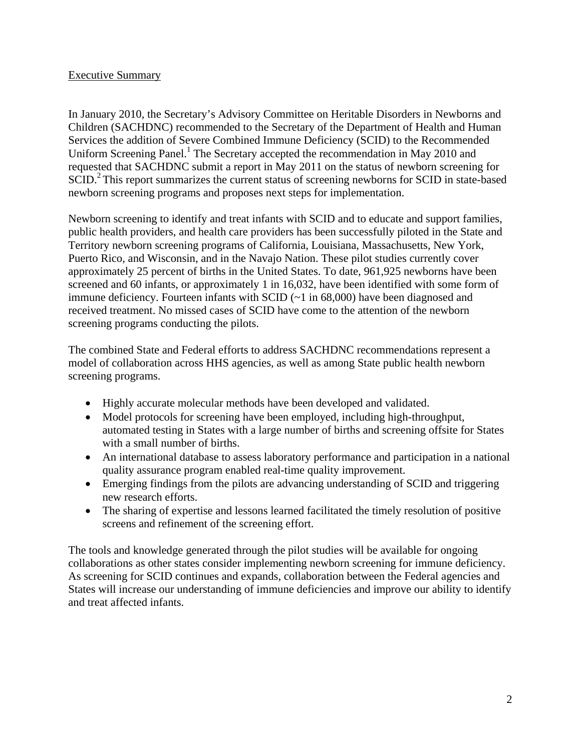## Executive Summary

In January 2010, the Secretary's Advisory Committee on Heritable Disorders in Newborns and Children (SACHDNC) recommended to the Secretary of the Department of Health and Human Services the addition of Severe Combined Immune Deficiency (SCID) to the Recommended Uniform Screening Panel.[1] The Secretary accepted the recommendation in May 2010 and requested that SACHDNC submit a report in May 2011 on the status of newborn screening for SCID.[2] This report summarizes the current status of screening newborns for SCID in state-based newborn screening programs and proposes next steps for implementation.

Newborn screening to identify and treat infants with SCID and to educate and support families, public health providers, and health care providers has been successfully piloted in the State and Territory newborn screening programs of California, Louisiana, Massachusetts, New York, Puerto Rico, and Wisconsin, and in the Navajo Nation. These pilot studies currently cover approximately 25 percent of births in the United States. To date, 961,925 newborns have been screened and 60 infants, or approximately 1 in 16,032, have been identified with some form of immune deficiency. Fourteen infants with SCID (~1 in 68,000) have been diagnosed and received treatment. No missed cases of SCID have come to the attention of the newborn screening programs conducting the pilots.

The combined State and Federal efforts to address SACHDNC recommendations represent a model of collaboration across HHS agencies, as well as among State public health newborn screening programs.

- Highly accurate molecular methods have been developed and validated.
- Model protocols for screening have been employed, including high-throughput, automated testing in States with a large number of births and screening offsite for States with a small number of births.
- An international database to assess laboratory performance and participation in a national quality assurance program enabled real-time quality improvement.
- Emerging findings from the pilots are advancing understanding of SCID and triggering new research efforts.
- The sharing of expertise and lessons learned facilitated the timely resolution of positive screens and refinement of the screening effort.

The tools and knowledge generated through the pilot studies will be available for ongoing collaborations as other states consider implementing newborn screening for immune deficiency. As screening for SCID continues and expands, collaboration between the Federal agencies and States will increase our understanding of immune deficiencies and improve our ability to identify and treat affected infants.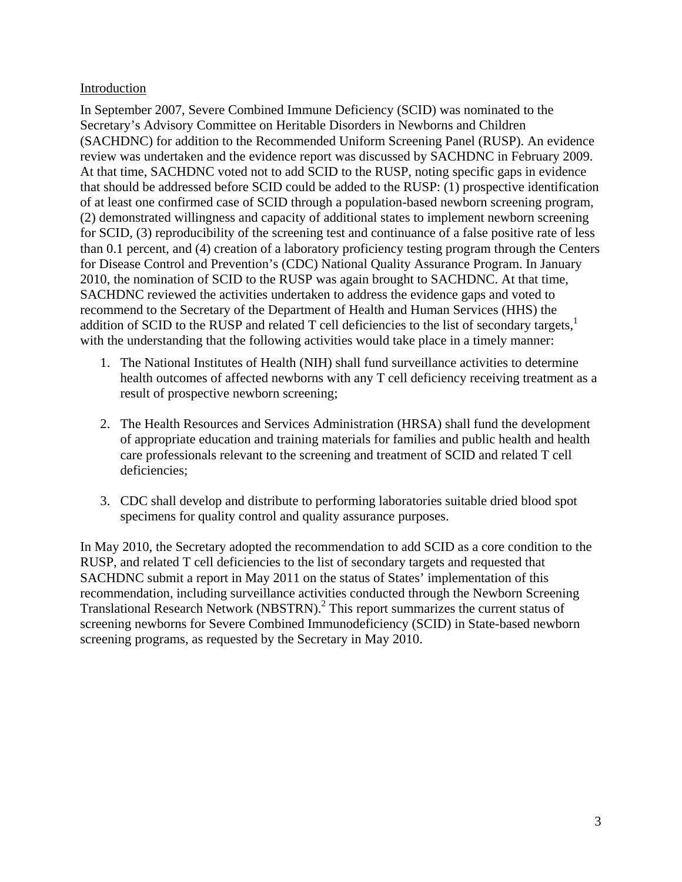## Introduction

In September 2007, Severe Combined Immune Deficiency (SCID) was nominated to the Secretary's Advisory Committee on Heritable Disorders in Newborns and Children (SACHDNC) for addition to the Recommended Uniform Screening Panel (RUSP). An evidence review was undertaken and the evidence report was discussed by SACHDNC in February 2009. At that time, SACHDNC voted not to add SCID to the RUSP, noting specific gaps in evidence that should be addressed before SCID could be added to the RUSP: (1) prospective identification of at least one confirmed case of SCID through a population-based newborn screening program, (2) demonstrated willingness and capacity of additional states to implement newborn screening for SCID, (3) reproducibility of the screening test and continuance of a false positive rate of less than 0.1 percent, and (4) creation of a laboratory proficiency testing program through the Centers for Disease Control and Prevention's (CDC) National Quality Assurance Program. In January 2010, the nomination of SCID to the RUSP was again brought to SACHDNC. At that time, SACHDNC reviewed the activities undertaken to address the evidence gaps and voted to recommend to the Secretary of the Department of Health and Human Services (HHS) the addition of SCID to the RUSP and related T cell deficiencies to the list of secondary targets,[1] with the understanding that the following activities would take place in a timely manner:

1. The National Institutes of Health (NIH) shall fund surveillance activities to determine health outcomes of affected newborns with any T cell deficiency receiving treatment as a result of prospective newborn screening;

2. The Health Resources and Services Administration (HRSA) shall fund the development of appropriate education and training materials for families and public health and health care professionals relevant to the screening and treatment of SCID and related T cell deficiencies;

3. CDC shall develop and distribute to performing laboratories suitable dried blood spot specimens for quality control and quality assurance purposes.

In May 2010, the Secretary adopted the recommendation to add SCID as a core condition to the RUSP, and related T cell deficiencies to the list of secondary targets and requested that SACHDNC submit a report in May 2011 on the status of States' implementation of this recommendation, including surveillance activities conducted through the Newborn Screening Translational Research Network (NBSTRN).[2] This report summarizes the current status of screening newborns for Severe Combined Immunodeficiency (SCID) in State-based newborn screening programs, as requested by the Secretary in May 2010.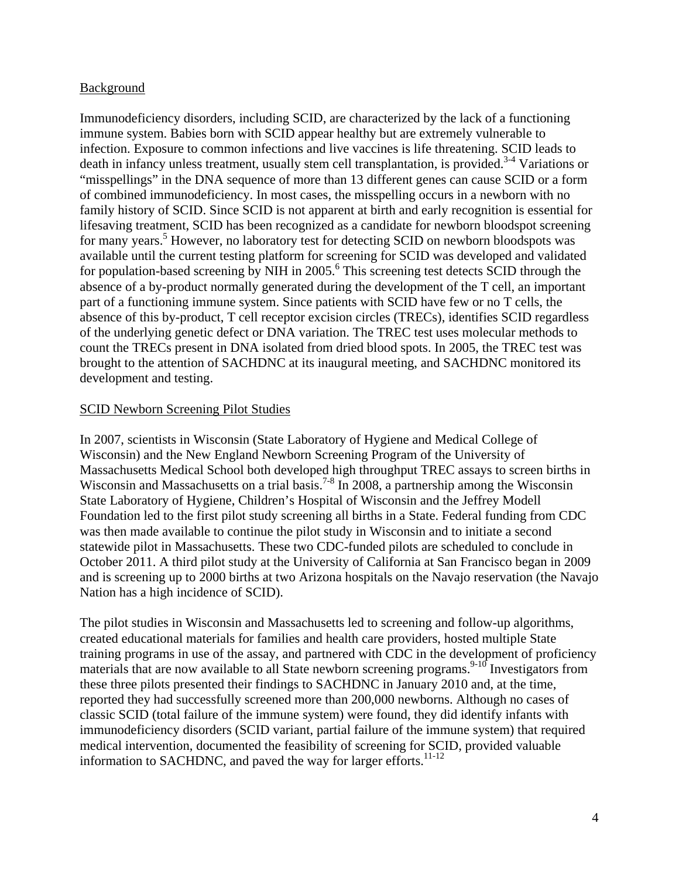## Background

Immunodeficiency disorders, including SCID, are characterized by the lack of a functioning immune system. Babies born with SCID appear healthy but are extremely vulnerable to infection. Exposure to common infections and live vaccines is life threatening. SCID leads to death in infancy unless treatment, usually stem cell transplantation, is provided.[3-4] Variations or "misspellings" in the DNA sequence of more than 13 different genes can cause SCID or a form of combined immunodeficiency. In most cases, the misspelling occurs in a newborn with no family history of SCID. Since SCID is not apparent at birth and early recognition is essential for lifesaving treatment, SCID has been recognized as a candidate for newborn bloodspot screening for many years.[5] However, no laboratory test for detecting SCID on newborn bloodspots was available until the current testing platform for screening for SCID was developed and validated for population-based screening by NIH in 2005.[6] This screening test detects SCID through the absence of a by-product normally generated during the development of the T cell, an important part of a functioning immune system. Since patients with SCID have few or no T cells, the absence of this by-product, T cell receptor excision circles (TRECs), identifies SCID regardless of the underlying genetic defect or DNA variation. The TREC test uses molecular methods to count the TRECs present in DNA isolated from dried blood spots. In 2005, the TREC test was brought to the attention of SACHDNC at its inaugural meeting, and SACHDNC monitored its development and testing.

## SCID Newborn Screening Pilot Studies

In 2007, scientists in Wisconsin (State Laboratory of Hygiene and Medical College of Wisconsin) and the New England Newborn Screening Program of the University of Massachusetts Medical School both developed high throughput TREC assays to screen births in Wisconsin and Massachusetts on a trial basis.[7-8] In 2008, a partnership among the Wisconsin State Laboratory of Hygiene, Children's Hospital of Wisconsin and the Jeffrey Modell Foundation led to the first pilot study screening all births in a State. Federal funding from CDC was then made available to continue the pilot study in Wisconsin and to initiate a second statewide pilot in Massachusetts. These two CDC-funded pilots are scheduled to conclude in October 2011. A third pilot study at the University of California at San Francisco began in 2009 and is screening up to 2000 births at two Arizona hospitals on the Navajo reservation (the Navajo Nation has a high incidence of SCID).

The pilot studies in Wisconsin and Massachusetts led to screening and follow-up algorithms, created educational materials for families and health care providers, hosted multiple State training programs in use of the assay, and partnered with CDC in the development of proficiency materials that are now available to all State newborn screening programs.[9-10] Investigators from these three pilots presented their findings to SACHDNC in January 2010 and, at the time, reported they had successfully screened more than 200,000 newborns. Although no cases of classic SCID (total failure of the immune system) were found, they did identify infants with immunodeficiency disorders (SCID variant, partial failure of the immune system) that required medical intervention, documented the feasibility of screening for SCID, provided valuable information to SACHDNC, and paved the way for larger efforts.[11-12]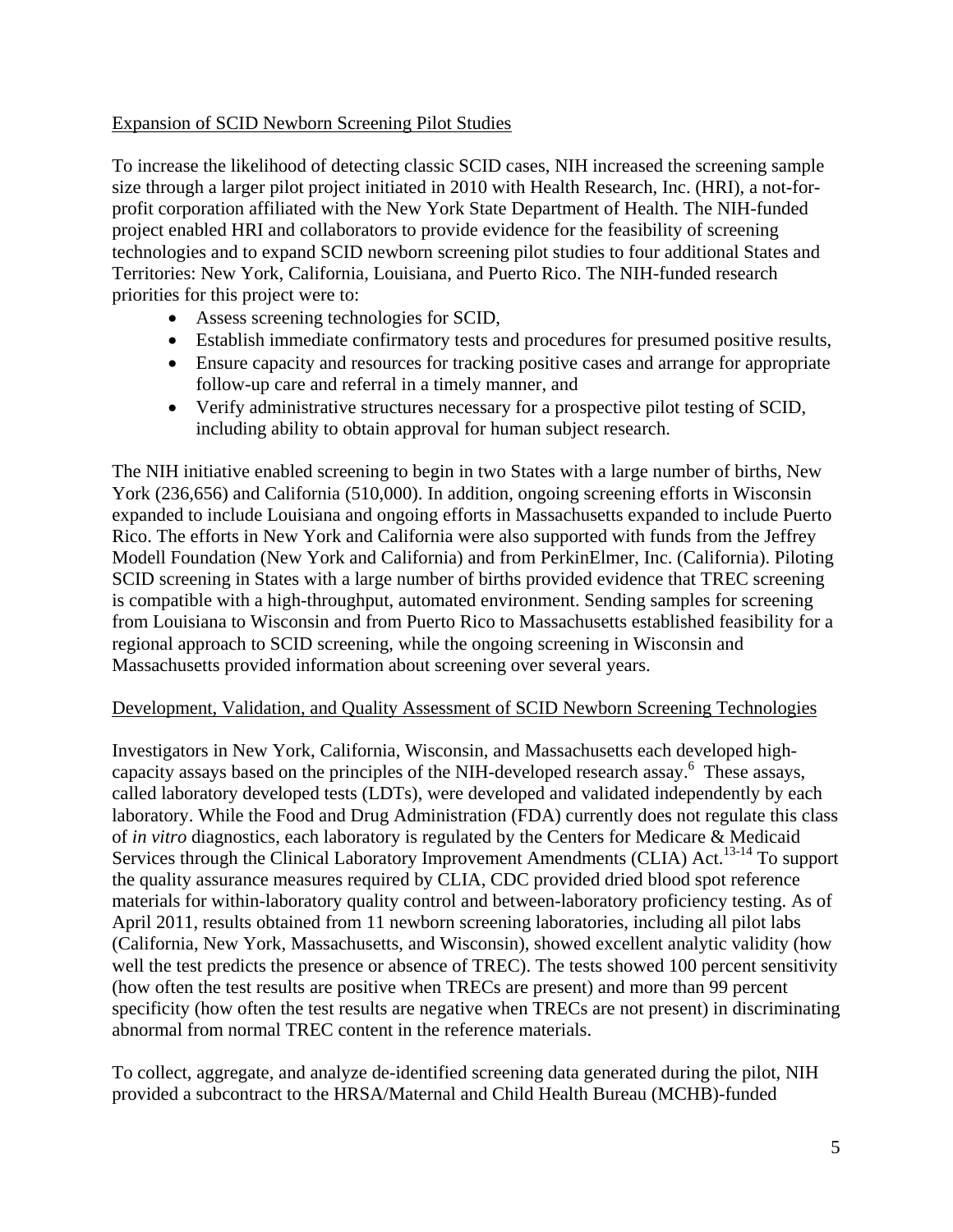Expansion of SCID Newborn Screening Pilot Studies

To increase the likelihood of detecting classic SCID cases, NIH increased the screening sample size through a larger pilot project initiated in 2010 with Health Research, Inc. (HRI), a not-for-profit corporation affiliated with the New York State Department of Health. The NIH-funded project enabled HRI and collaborators to provide evidence for the feasibility of screening technologies and to expand SCID newborn screening pilot studies to four additional States and Territories: New York, California, Louisiana, and Puerto Rico. The NIH-funded research priorities for this project were to:

- Assess screening technologies for SCID,
- Establish immediate confirmatory tests and procedures for presumed positive results,
- Ensure capacity and resources for tracking positive cases and arrange for appropriate follow-up care and referral in a timely manner, and
- Verify administrative structures necessary for a prospective pilot testing of SCID, including ability to obtain approval for human subject research.

The NIH initiative enabled screening to begin in two States with a large number of births, New York (236,656) and California (510,000). In addition, ongoing screening efforts in Wisconsin expanded to include Louisiana and ongoing efforts in Massachusetts expanded to include Puerto Rico. The efforts in New York and California were also supported with funds from the Jeffrey Modell Foundation (New York and California) and from PerkinElmer, Inc. (California). Piloting SCID screening in States with a large number of births provided evidence that TREC screening is compatible with a high-throughput, automated environment. Sending samples for screening from Louisiana to Wisconsin and from Puerto Rico to Massachusetts established feasibility for a regional approach to SCID screening, while the ongoing screening in Wisconsin and Massachusetts provided information about screening over several years.

Development, Validation, and Quality Assessment of SCID Newborn Screening Technologies

Investigators in New York, California, Wisconsin, and Massachusetts each developed high-capacity assays based on the principles of the NIH-developed research assay.[6] These assays, called laboratory developed tests (LDTs), were developed and validated independently by each laboratory. While the Food and Drug Administration (FDA) currently does not regulate this class of *in vitro* diagnostics, each laboratory is regulated by the Centers for Medicare & Medicaid Services through the Clinical Laboratory Improvement Amendments (CLIA) Act.[13-14] To support the quality assurance measures required by CLIA, CDC provided dried blood spot reference materials for within-laboratory quality control and between-laboratory proficiency testing. As of April 2011, results obtained from 11 newborn screening laboratories, including all pilot labs (California, New York, Massachusetts, and Wisconsin), showed excellent analytic validity (how well the test predicts the presence or absence of TREC). The tests showed 100 percent sensitivity (how often the test results are positive when TRECs are present) and more than 99 percent specificity (how often the test results are negative when TRECs are not present) in discriminating abnormal from normal TREC content in the reference materials.

To collect, aggregate, and analyze de-identified screening data generated during the pilot, NIH provided a subcontract to the HRSA/Maternal and Child Health Bureau (MCHB)-funded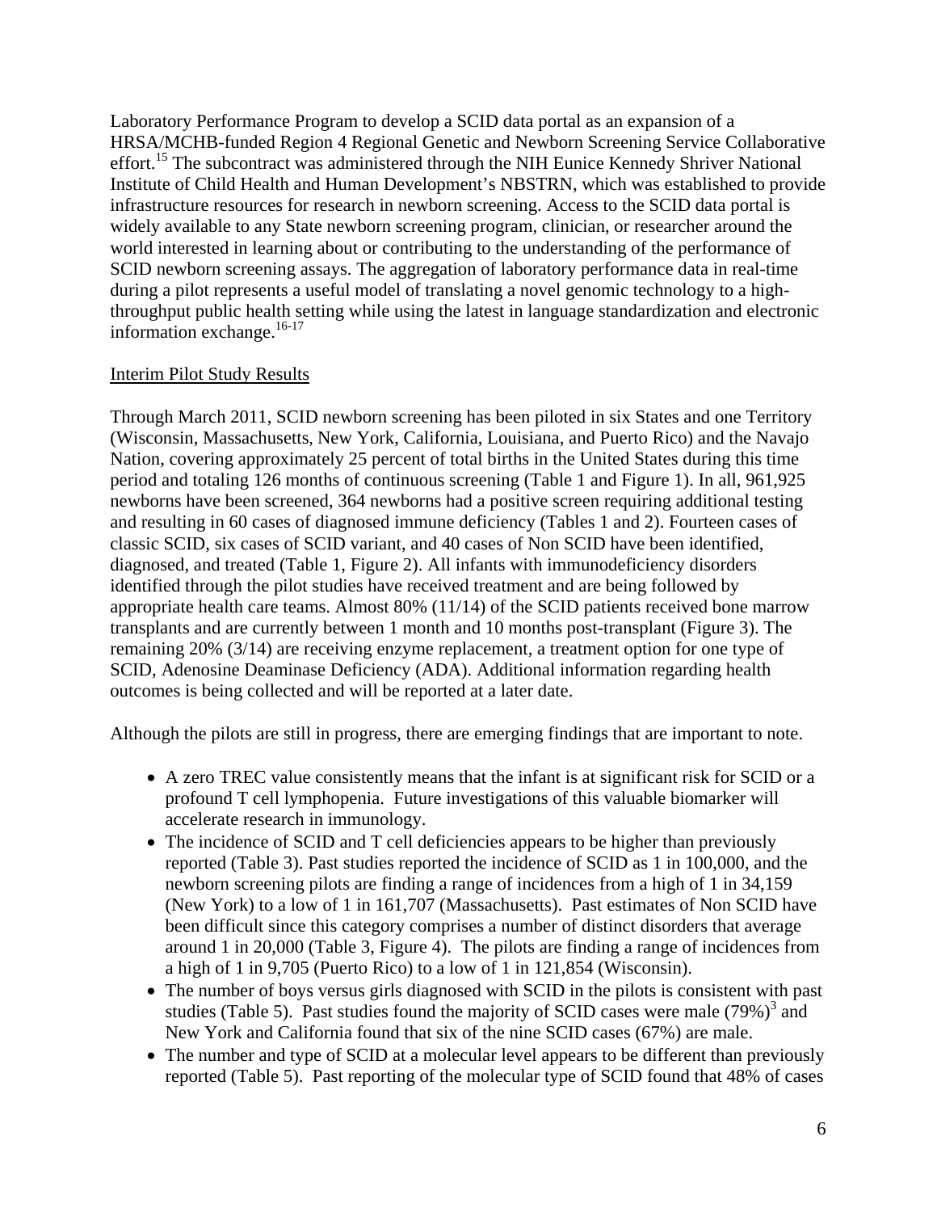Laboratory Performance Program to develop a SCID data portal as an expansion of a HRSA/MCHB-funded Region 4 Regional Genetic and Newborn Screening Service Collaborative effort.[15] The subcontract was administered through the NIH Eunice Kennedy Shriver National Institute of Child Health and Human Development's NBSTRN, which was established to provide infrastructure resources for research in newborn screening. Access to the SCID data portal is widely available to any State newborn screening program, clinician, or researcher around the world interested in learning about or contributing to the understanding of the performance of SCID newborn screening assays. The aggregation of laboratory performance data in real-time during a pilot represents a useful model of translating a novel genomic technology to a high-throughput public health setting while using the latest in language standardization and electronic information exchange.[16-17]

Interim Pilot Study Results

Through March 2011, SCID newborn screening has been piloted in six States and one Territory (Wisconsin, Massachusetts, New York, California, Louisiana, and Puerto Rico) and the Navajo Nation, covering approximately 25 percent of total births in the United States during this time period and totaling 126 months of continuous screening (Table 1 and Figure 1). In all, 961,925 newborns have been screened, 364 newborns had a positive screen requiring additional testing and resulting in 60 cases of diagnosed immune deficiency (Tables 1 and 2). Fourteen cases of classic SCID, six cases of SCID variant, and 40 cases of Non SCID have been identified, diagnosed, and treated (Table 1, Figure 2). All infants with immunodeficiency disorders identified through the pilot studies have received treatment and are being followed by appropriate health care teams. Almost 80% (11/14) of the SCID patients received bone marrow transplants and are currently between 1 month and 10 months post-transplant (Figure 3). The remaining 20% (3/14) are receiving enzyme replacement, a treatment option for one type of SCID, Adenosine Deaminase Deficiency (ADA). Additional information regarding health outcomes is being collected and will be reported at a later date.

Although the pilots are still in progress, there are emerging findings that are important to note.

- A zero TREC value consistently means that the infant is at significant risk for SCID or a profound T cell lymphopenia. Future investigations of this valuable biomarker will accelerate research in immunology.
- The incidence of SCID and T cell deficiencies appears to be higher than previously reported (Table 3). Past studies reported the incidence of SCID as 1 in 100,000, and the newborn screening pilots are finding a range of incidences from a high of 1 in 34,159 (New York) to a low of 1 in 161,707 (Massachusetts). Past estimates of Non SCID have been difficult since this category comprises a number of distinct disorders that average around 1 in 20,000 (Table 3, Figure 4). The pilots are finding a range of incidences from a high of 1 in 9,705 (Puerto Rico) to a low of 1 in 121,854 (Wisconsin).
- The number of boys versus girls diagnosed with SCID in the pilots is consistent with past studies (Table 5). Past studies found the majority of SCID cases were male (79%)[3] and New York and California found that six of the nine SCID cases (67%) are male.
- The number and type of SCID at a molecular level appears to be different than previously reported (Table 5). Past reporting of the molecular type of SCID found that 48% of cases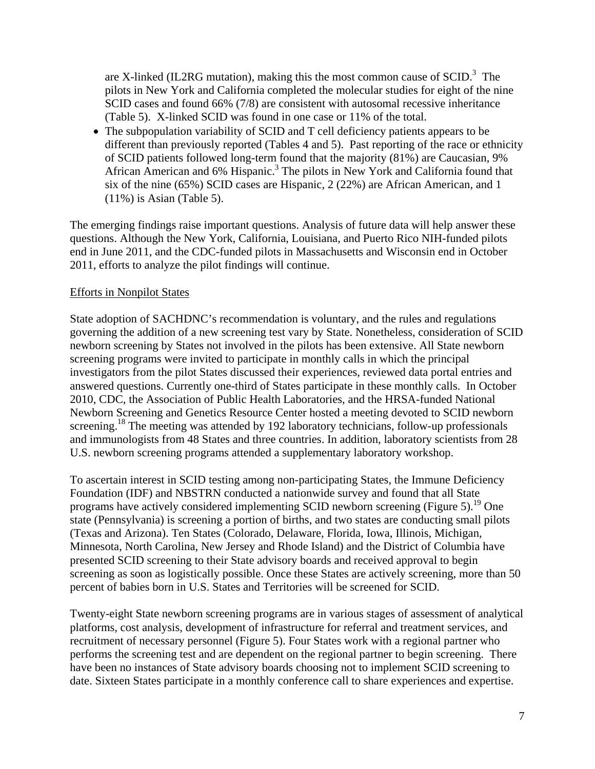are X-linked (IL2RG mutation), making this the most common cause of SCID.[3] The pilots in New York and California completed the molecular studies for eight of the nine SCID cases and found 66% (7/8) are consistent with autosomal recessive inheritance (Table 5). X-linked SCID was found in one case or 11% of the total.

- The subpopulation variability of SCID and T cell deficiency patients appears to be different than previously reported (Tables 4 and 5). Past reporting of the race or ethnicity of SCID patients followed long-term found that the majority (81%) are Caucasian, 9% African American and 6% Hispanic.[3] The pilots in New York and California found that six of the nine (65%) SCID cases are Hispanic, 2 (22%) are African American, and 1 (11%) is Asian (Table 5).

The emerging findings raise important questions. Analysis of future data will help answer these questions. Although the New York, California, Louisiana, and Puerto Rico NIH-funded pilots end in June 2011, and the CDC-funded pilots in Massachusetts and Wisconsin end in October 2011, efforts to analyze the pilot findings will continue.

<u>Efforts in Nonpilot States</u>

State adoption of SACHDNC's recommendation is voluntary, and the rules and regulations governing the addition of a new screening test vary by State. Nonetheless, consideration of SCID newborn screening by States not involved in the pilots has been extensive. All State newborn screening programs were invited to participate in monthly calls in which the principal investigators from the pilot States discussed their experiences, reviewed data portal entries and answered questions. Currently one-third of States participate in these monthly calls. In October 2010, CDC, the Association of Public Health Laboratories, and the HRSA-funded National Newborn Screening and Genetics Resource Center hosted a meeting devoted to SCID newborn screening.[18] The meeting was attended by 192 laboratory technicians, follow-up professionals and immunologists from 48 States and three countries. In addition, laboratory scientists from 28 U.S. newborn screening programs attended a supplementary laboratory workshop.

To ascertain interest in SCID testing among non-participating States, the Immune Deficiency Foundation (IDF) and NBSTRN conducted a nationwide survey and found that all State programs have actively considered implementing SCID newborn screening (Figure 5).[19] One state (Pennsylvania) is screening a portion of births, and two states are conducting small pilots (Texas and Arizona). Ten States (Colorado, Delaware, Florida, Iowa, Illinois, Michigan, Minnesota, North Carolina, New Jersey and Rhode Island) and the District of Columbia have presented SCID screening to their State advisory boards and received approval to begin screening as soon as logistically possible. Once these States are actively screening, more than 50 percent of babies born in U.S. States and Territories will be screened for SCID.

Twenty-eight State newborn screening programs are in various stages of assessment of analytical platforms, cost analysis, development of infrastructure for referral and treatment services, and recruitment of necessary personnel (Figure 5). Four States work with a regional partner who performs the screening test and are dependent on the regional partner to begin screening. There have been no instances of State advisory boards choosing not to implement SCID screening to date. Sixteen States participate in a monthly conference call to share experiences and expertise.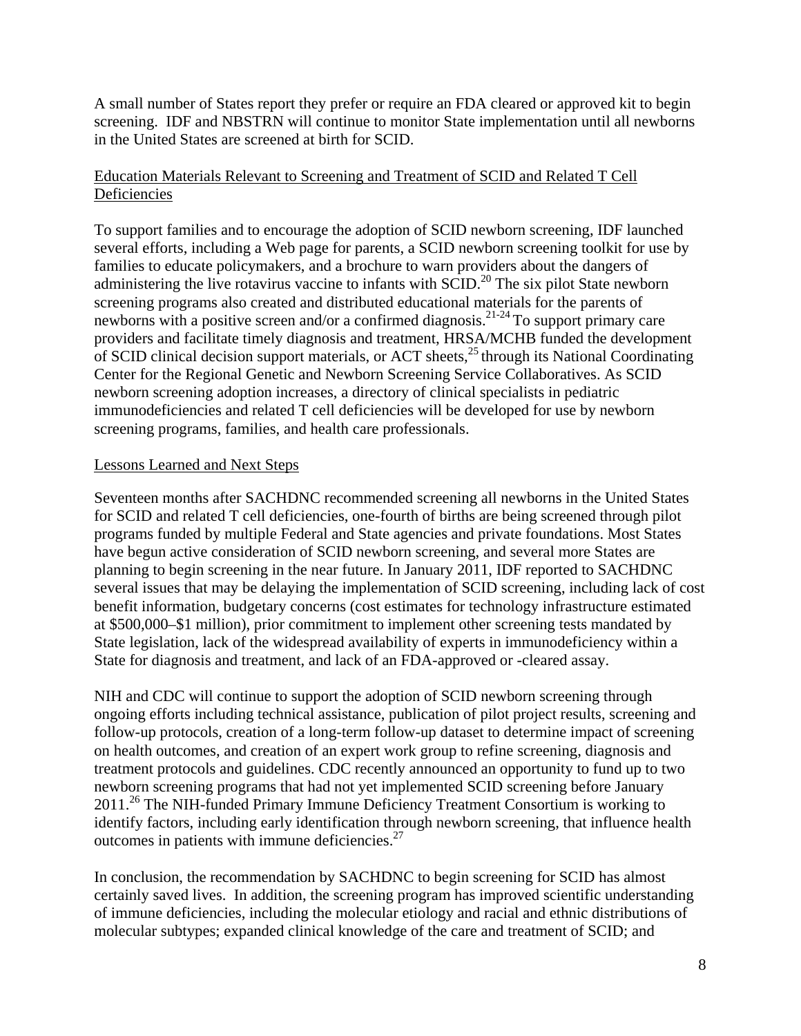A small number of States report they prefer or require an FDA cleared or approved kit to begin screening. IDF and NBSTRN will continue to monitor State implementation until all newborns in the United States are screened at birth for SCID.

## Education Materials Relevant to Screening and Treatment of SCID and Related T Cell Deficiencies

To support families and to encourage the adoption of SCID newborn screening, IDF launched several efforts, including a Web page for parents, a SCID newborn screening toolkit for use by families to educate policymakers, and a brochure to warn providers about the dangers of administering the live rotavirus vaccine to infants with SCID.[20] The six pilot State newborn screening programs also created and distributed educational materials for the parents of newborns with a positive screen and/or a confirmed diagnosis.[21-24] To support primary care providers and facilitate timely diagnosis and treatment, HRSA/MCHB funded the development of SCID clinical decision support materials, or ACT sheets,[25] through its National Coordinating Center for the Regional Genetic and Newborn Screening Service Collaboratives. As SCID newborn screening adoption increases, a directory of clinical specialists in pediatric immunodeficiencies and related T cell deficiencies will be developed for use by newborn screening programs, families, and health care professionals.

## Lessons Learned and Next Steps

Seventeen months after SACHDNC recommended screening all newborns in the United States for SCID and related T cell deficiencies, one-fourth of births are being screened through pilot programs funded by multiple Federal and State agencies and private foundations. Most States have begun active consideration of SCID newborn screening, and several more States are planning to begin screening in the near future. In January 2011, IDF reported to SACHDNC several issues that may be delaying the implementation of SCID screening, including lack of cost benefit information, budgetary concerns (cost estimates for technology infrastructure estimated at $500,000–$1 million), prior commitment to implement other screening tests mandated by State legislation, lack of the widespread availability of experts in immunodeficiency within a State for diagnosis and treatment, and lack of an FDA-approved or -cleared assay.

NIH and CDC will continue to support the adoption of SCID newborn screening through ongoing efforts including technical assistance, publication of pilot project results, screening and follow-up protocols, creation of a long-term follow-up dataset to determine impact of screening on health outcomes, and creation of an expert work group to refine screening, diagnosis and treatment protocols and guidelines. CDC recently announced an opportunity to fund up to two newborn screening programs that had not yet implemented SCID screening before January 2011.[26] The NIH-funded Primary Immune Deficiency Treatment Consortium is working to identify factors, including early identification through newborn screening, that influence health outcomes in patients with immune deficiencies.[27]

In conclusion, the recommendation by SACHDNC to begin screening for SCID has almost certainly saved lives. In addition, the screening program has improved scientific understanding of immune deficiencies, including the molecular etiology and racial and ethnic distributions of molecular subtypes; expanded clinical knowledge of the care and treatment of SCID; and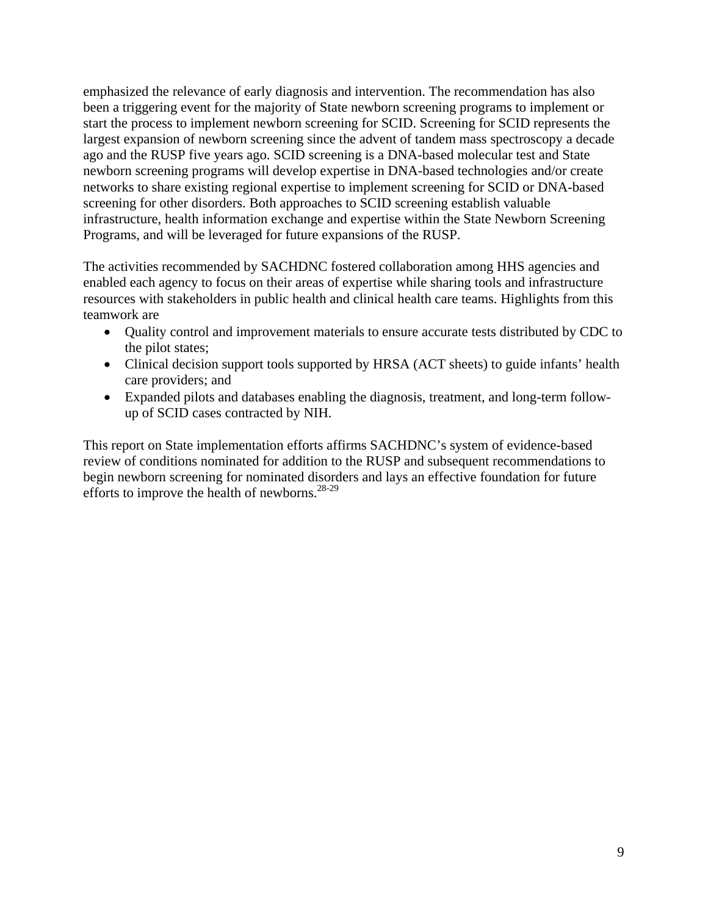emphasized the relevance of early diagnosis and intervention. The recommendation has also been a triggering event for the majority of State newborn screening programs to implement or start the process to implement newborn screening for SCID. Screening for SCID represents the largest expansion of newborn screening since the advent of tandem mass spectroscopy a decade ago and the RUSP five years ago. SCID screening is a DNA-based molecular test and State newborn screening programs will develop expertise in DNA-based technologies and/or create networks to share existing regional expertise to implement screening for SCID or DNA-based screening for other disorders. Both approaches to SCID screening establish valuable infrastructure, health information exchange and expertise within the State Newborn Screening Programs, and will be leveraged for future expansions of the RUSP.

The activities recommended by SACHDNC fostered collaboration among HHS agencies and enabled each agency to focus on their areas of expertise while sharing tools and infrastructure resources with stakeholders in public health and clinical health care teams. Highlights from this teamwork are

- Quality control and improvement materials to ensure accurate tests distributed by CDC to the pilot states;
- Clinical decision support tools supported by HRSA (ACT sheets) to guide infants' health care providers; and
- Expanded pilots and databases enabling the diagnosis, treatment, and long-term follow-up of SCID cases contracted by NIH.

This report on State implementation efforts affirms SACHDNC's system of evidence-based review of conditions nominated for addition to the RUSP and subsequent recommendations to begin newborn screening for nominated disorders and lays an effective foundation for future efforts to improve the health of newborns.[28-29]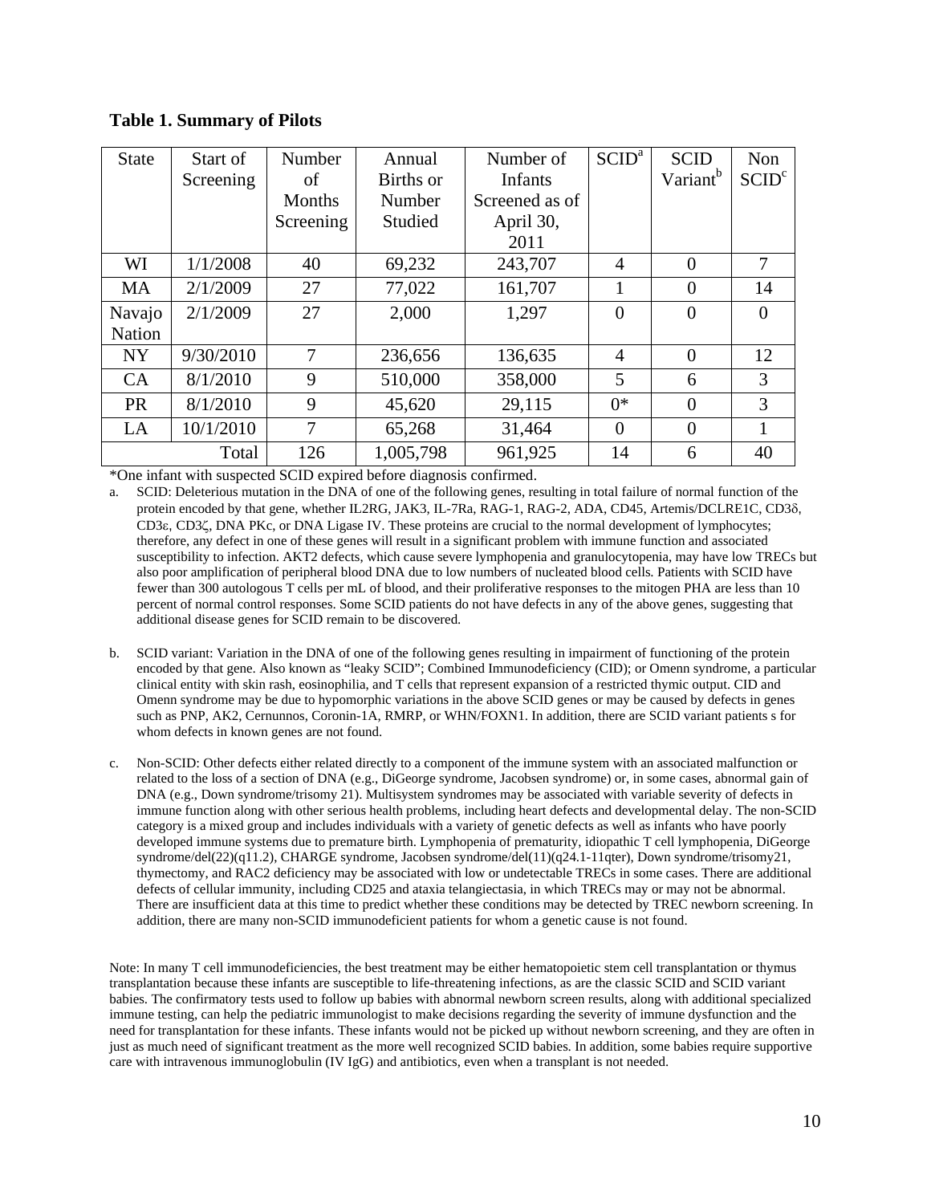**Table 1. Summary of Pilots**

| State | Start of Screening | Number of Months Screening | Annual Births or Number Studied | Number of Infants Screened as of April 30, 2011 | SCID[a] | SCID Variant[b] | Non SCID[c] |
|---|---|---|---|---|---|---|---|
| WI | 1/1/2008 | 40 | 69,232 | 243,707 | 4 | 0 | 7 |
| MA | 2/1/2009 | 27 | 77,022 | 161,707 | 1 | 0 | 14 |
| Navajo Nation | 2/1/2009 | 27 | 2,000 | 1,297 | 0 | 0 | 0 |
| NY | 9/30/2010 | 7 | 236,656 | 136,635 | 4 | 0 | 12 |
| CA | 8/1/2010 | 9 | 510,000 | 358,000 | 5 | 6 | 3 |
| PR | 8/1/2010 | 9 | 45,620 | 29,115 | 0* | 0 | 3 |
| LA | 10/1/2010 | 7 | 65,268 | 31,464 | 0 | 0 | 1 |
| | Total | 126 | 1,005,798 | 961,925 | 14 | 6 | 40 |

*One infant with suspected SCID expired before diagnosis confirmed.

a. SCID: Deleterious mutation in the DNA of one of the following genes, resulting in total failure of normal function of the protein encoded by that gene, whether IL2RG, JAK3, IL-7Ra, RAG-1, RAG-2, ADA, CD45, Artemis/DCLRE1C, CD3δ, CD3ε, CD3ζ, DNA PKc, or DNA Ligase IV. These proteins are crucial to the normal development of lymphocytes; therefore, any defect in one of these genes will result in a significant problem with immune function and associated susceptibility to infection. AKT2 defects, which cause severe lymphopenia and granulocytopenia, may have low TRECs but also poor amplification of peripheral blood DNA due to low numbers of nucleated blood cells. Patients with SCID have fewer than 300 autologous T cells per mL of blood, and their proliferative responses to the mitogen PHA are less than 10 percent of normal control responses. Some SCID patients do not have defects in any of the above genes, suggesting that additional disease genes for SCID remain to be discovered.

b. SCID variant: Variation in the DNA of one of the following genes resulting in impairment of functioning of the protein encoded by that gene. Also known as "leaky SCID"; Combined Immunodeficiency (CID); or Omenn syndrome, a particular clinical entity with skin rash, eosinophilia, and T cells that represent expansion of a restricted thymic output. CID and Omenn syndrome may be due to hypomorphic variations in the above SCID genes or may be caused by defects in genes such as PNP, AK2, Cernunnos, Coronin-1A, RMRP, or WHN/FOXN1. In addition, there are SCID variant patients s for whom defects in known genes are not found.

c. Non-SCID: Other defects either related directly to a component of the immune system with an associated malfunction or related to the loss of a section of DNA (e.g., DiGeorge syndrome, Jacobsen syndrome) or, in some cases, abnormal gain of DNA (e.g., Down syndrome/trisomy 21). Multisystem syndromes may be associated with variable severity of defects in immune function along with other serious health problems, including heart defects and developmental delay. The non-SCID category is a mixed group and includes individuals with a variety of genetic defects as well as infants who have poorly developed immune systems due to premature birth. Lymphopenia of prematurity, idiopathic T cell lymphopenia, DiGeorge syndrome/del(22)(q11.2), CHARGE syndrome, Jacobsen syndrome/del(11)(q24.1-11qter), Down syndrome/trisomy21, thymectomy, and RAC2 deficiency may be associated with low or undetectable TRECs in some cases. There are additional defects of cellular immunity, including CD25 and ataxia telangiectasia, in which TRECs may or may not be abnormal. There are insufficient data at this time to predict whether these conditions may be detected by TREC newborn screening. In addition, there are many non-SCID immunodeficient patients for whom a genetic cause is not found.

Note: In many T cell immunodeficiencies, the best treatment may be either hematopoietic stem cell transplantation or thymus transplantation because these infants are susceptible to life-threatening infections, as are the classic SCID and SCID variant babies. The confirmatory tests used to follow up babies with abnormal newborn screen results, along with additional specialized immune testing, can help the pediatric immunologist to make decisions regarding the severity of immune dysfunction and the need for transplantation for these infants. These infants would not be picked up without newborn screening, and they are often in just as much need of significant treatment as the more well recognized SCID babies. In addition, some babies require supportive care with intravenous immunoglobulin (IV IgG) and antibiotics, even when a transplant is not needed.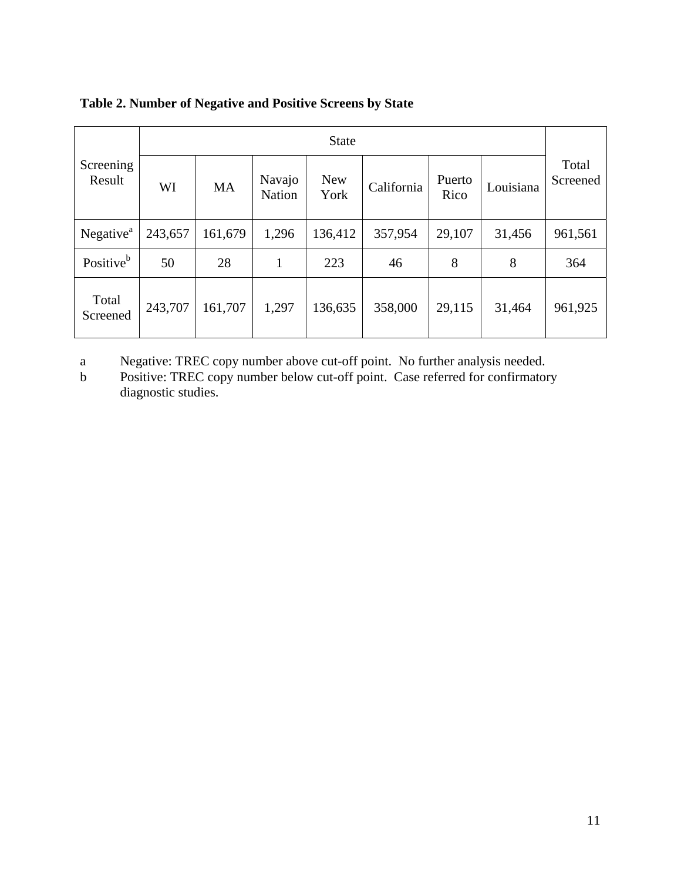**Table 2. Number of Negative and Positive Screens by State**

| Screening Result | State | | | | | | | Total Screened |
|---|---|---|---|---|---|---|---|---|
| | WI | MA | Navajo Nation | New York | California | Puerto Rico | Louisiana | |
| Negative[a] | 243,657 | 161,679 | 1,296 | 136,412 | 357,954 | 29,107 | 31,456 | 961,561 |
| Positive[b] | 50 | 28 | 1 | 223 | 46 | 8 | 8 | 364 |
| Total Screened | 243,707 | 161,707 | 1,297 | 136,635 | 358,000 | 29,115 | 31,464 | 961,925 |

a Negative: TREC copy number above cut-off point. No further analysis needed.

b Positive: TREC copy number below cut-off point. Case referred for confirmatory diagnostic studies.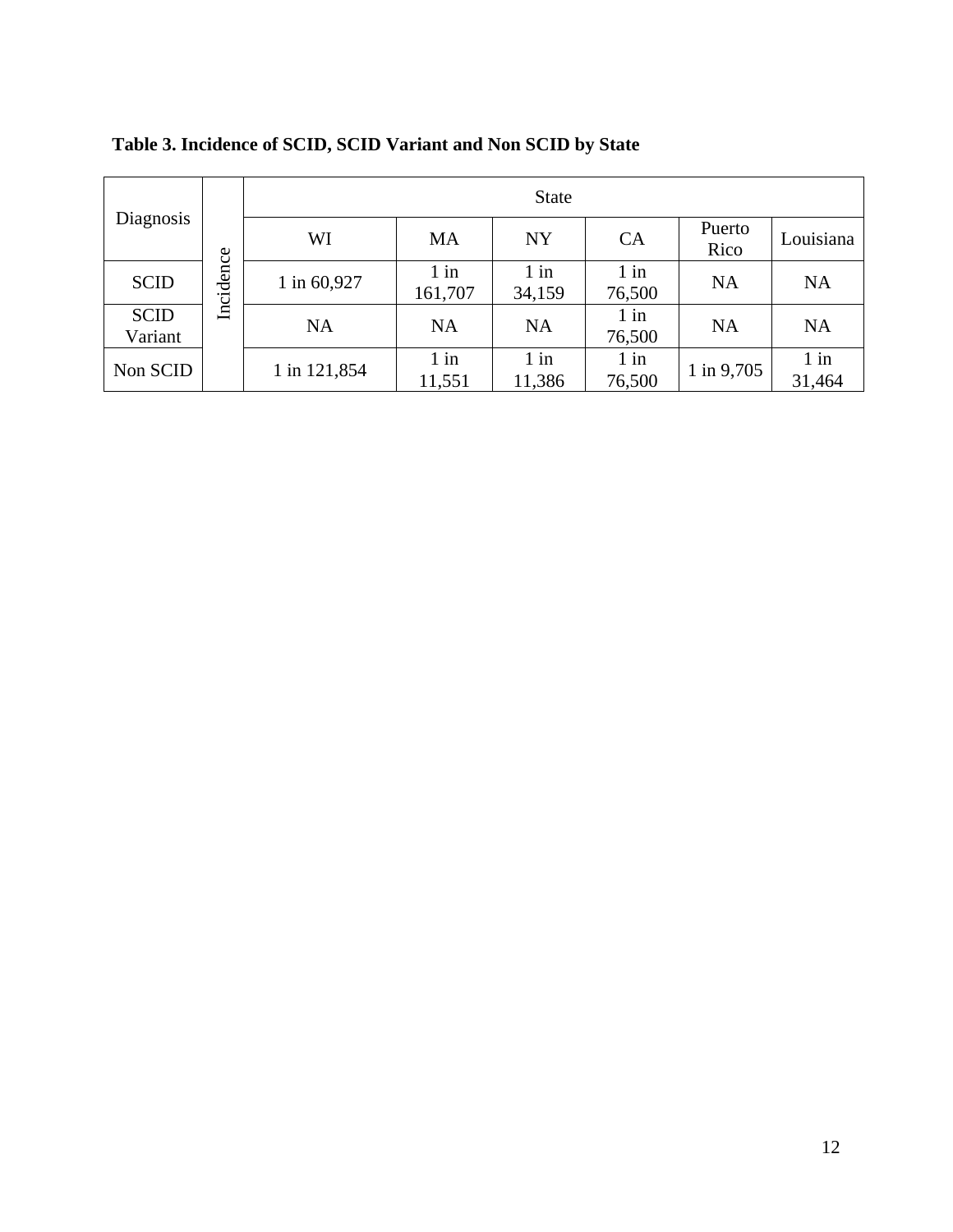**Table 3. Incidence of SCID, SCID Variant and Non SCID by State**

| Diagnosis | | State | | | | | |
|---|---|---|---|---|---|---|---|
| | | WI | MA | NY | CA | Puerto Rico | Louisiana |
| SCID | Incidence | 1 in 60,927 | 1 in 161,707 | 1 in 34,159 | 1 in 76,500 | NA | NA |
| SCID Variant | | NA | NA | NA | 1 in 76,500 | NA | NA |
| Non SCID | | 1 in 121,854 | 1 in 11,551 | 1 in 11,386 | 1 in 76,500 | 1 in 9,705 | 1 in 31,464 |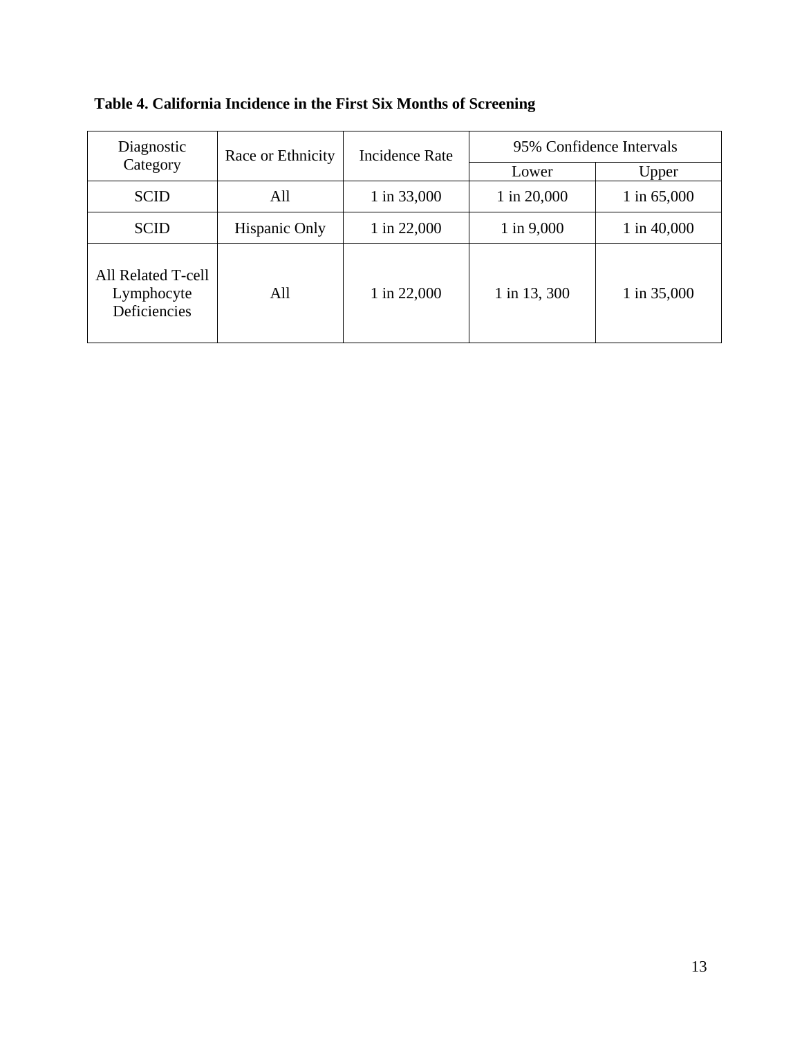**Table 4. California Incidence in the First Six Months of Screening**

| Diagnostic Category | Race or Ethnicity | Incidence Rate | 95% Confidence Intervals | |
|---|---|---|---|---|
| | | | Lower | Upper |
| SCID | All | 1 in 33,000 | 1 in 20,000 | 1 in 65,000 |
| SCID | Hispanic Only | 1 in 22,000 | 1 in 9,000 | 1 in 40,000 |
| All Related T-cell Lymphocyte Deficiencies | All | 1 in 22,000 | 1 in 13, 300 | 1 in 35,000 |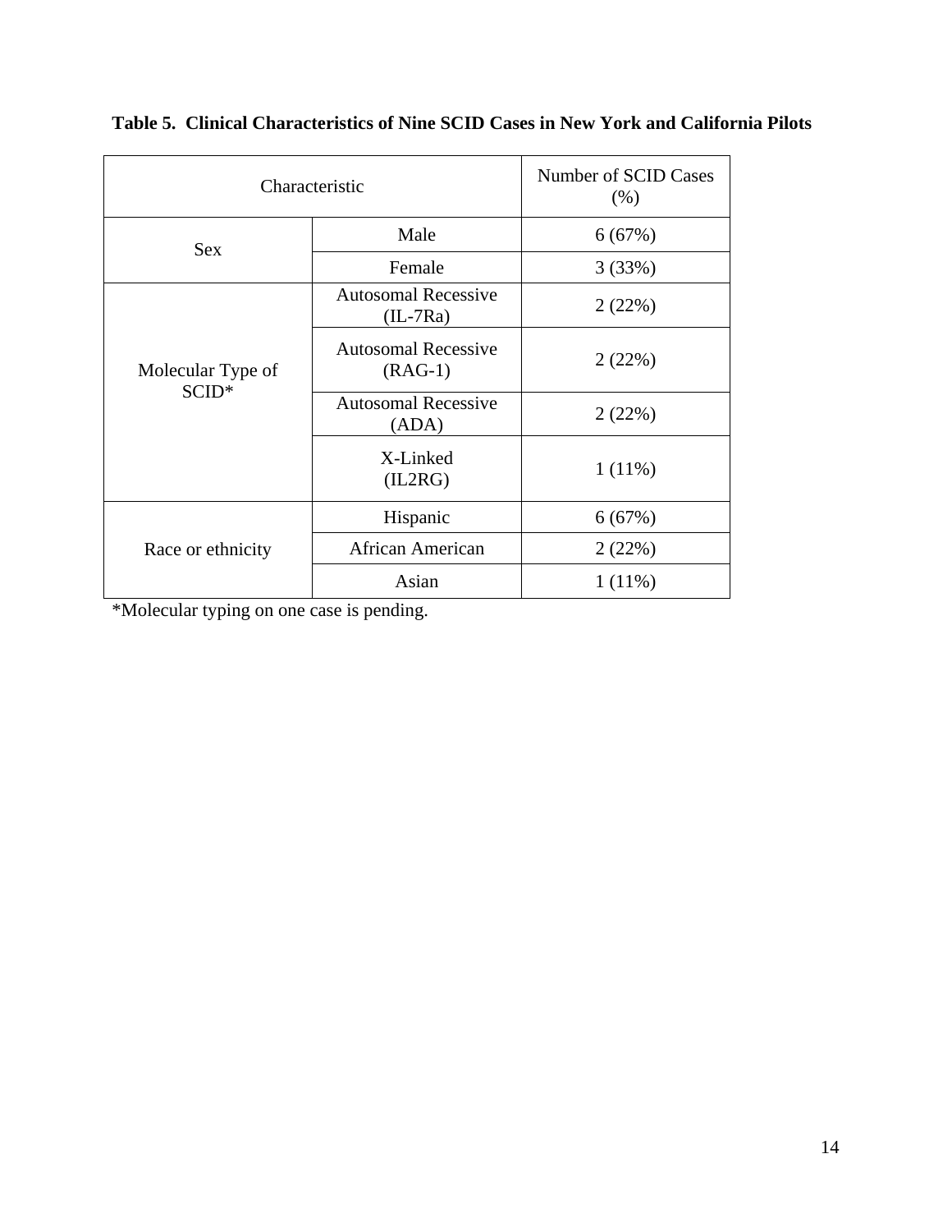**Table 5. Clinical Characteristics of Nine SCID Cases in New York and California Pilots**

| Characteristic | | Number of SCID Cases (%) |
|---|---|---|
| Sex | Male | 6 (67%) |
| | Female | 3 (33%) |
| Molecular Type of SCID* | Autosomal Recessive (IL-7Ra) | 2 (22%) |
| | Autosomal Recessive (RAG-1) | 2 (22%) |
| | Autosomal Recessive (ADA) | 2 (22%) |
| | X-Linked (IL2RG) | 1 (11%) |
| Race or ethnicity | Hispanic | 6 (67%) |
| | African American | 2 (22%) |
| | Asian | 1 (11%) |

*Molecular typing on one case is pending.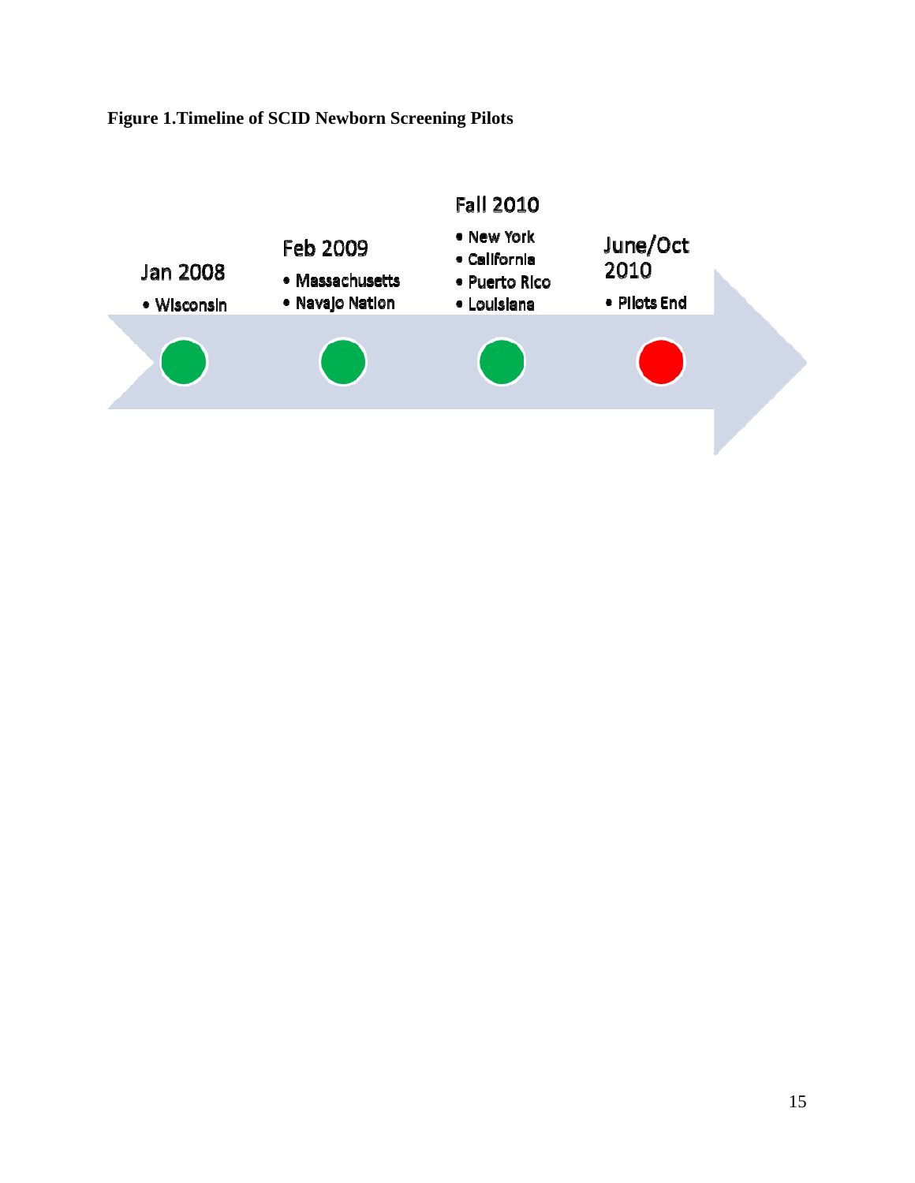**Figure 1.Timeline of SCID Newborn Screening Pilots**

Jan 2008
- Wisconsin

Feb 2009
- Massachusetts
- Navajo Nation

Fall 2010
- New York
- California
- Puerto Rico
- Louisiana

June/Oct 2010
- Pilots End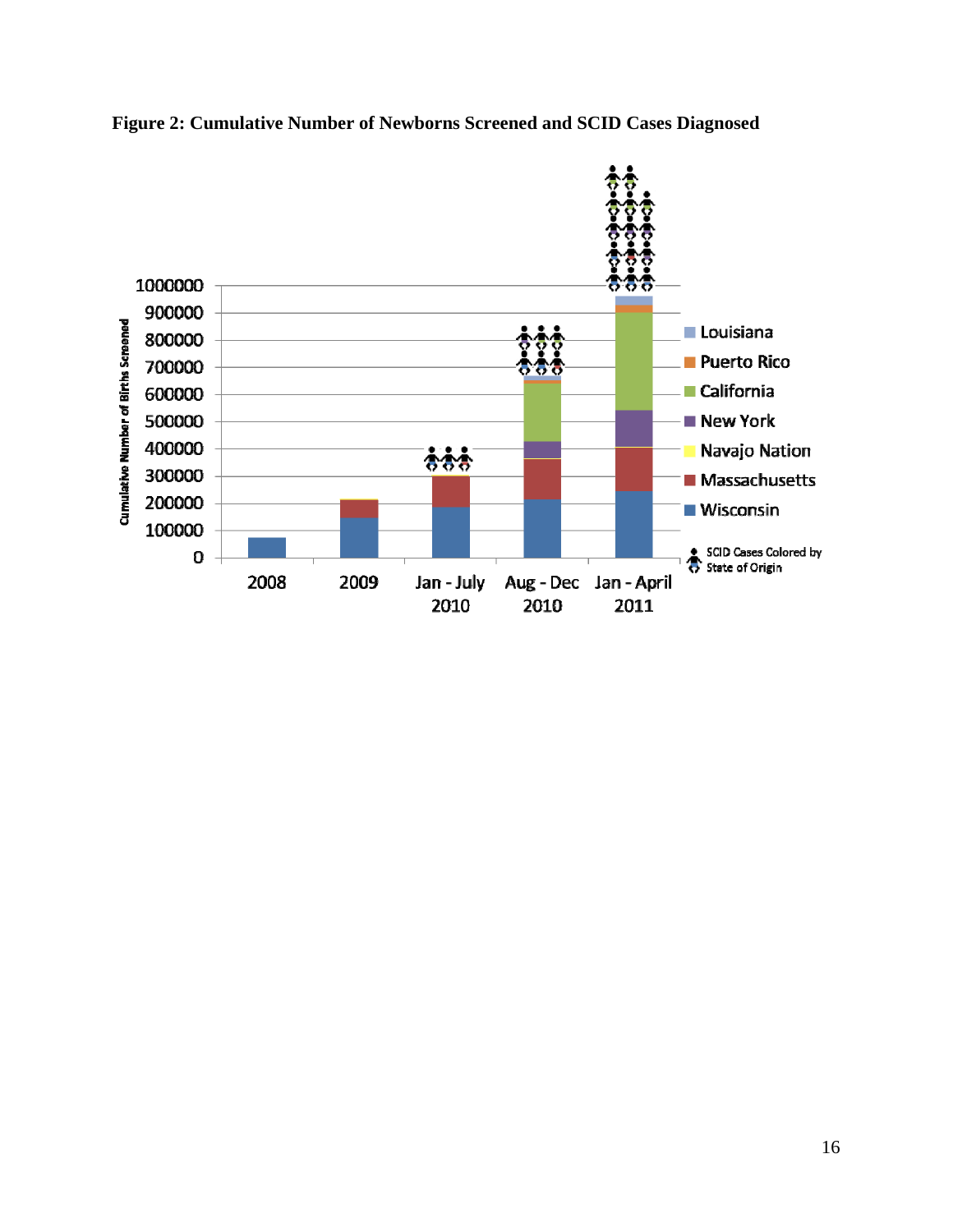**Figure 2: Cumulative Number of Newborns Screened and SCID Cases Diagnosed**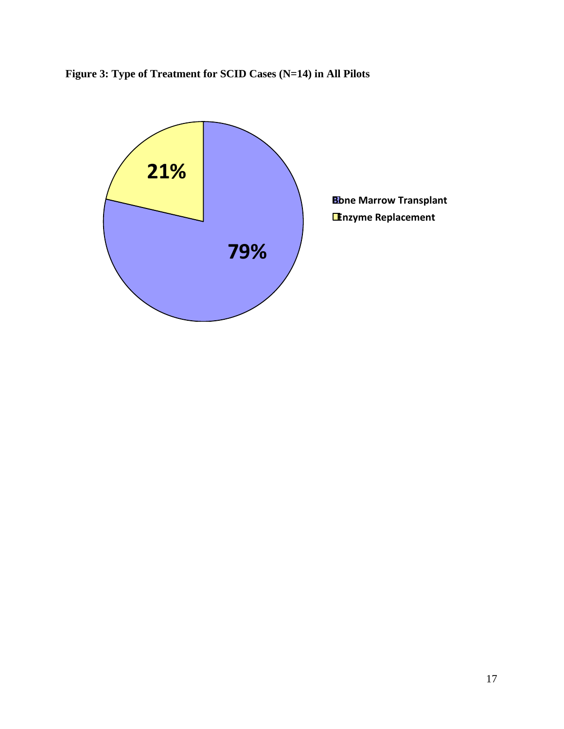**Figure 3: Type of Treatment for SCID Cases (N=14) in All Pilots**

21%

79%

Bone Marrow Transplant
Enzyme Replacement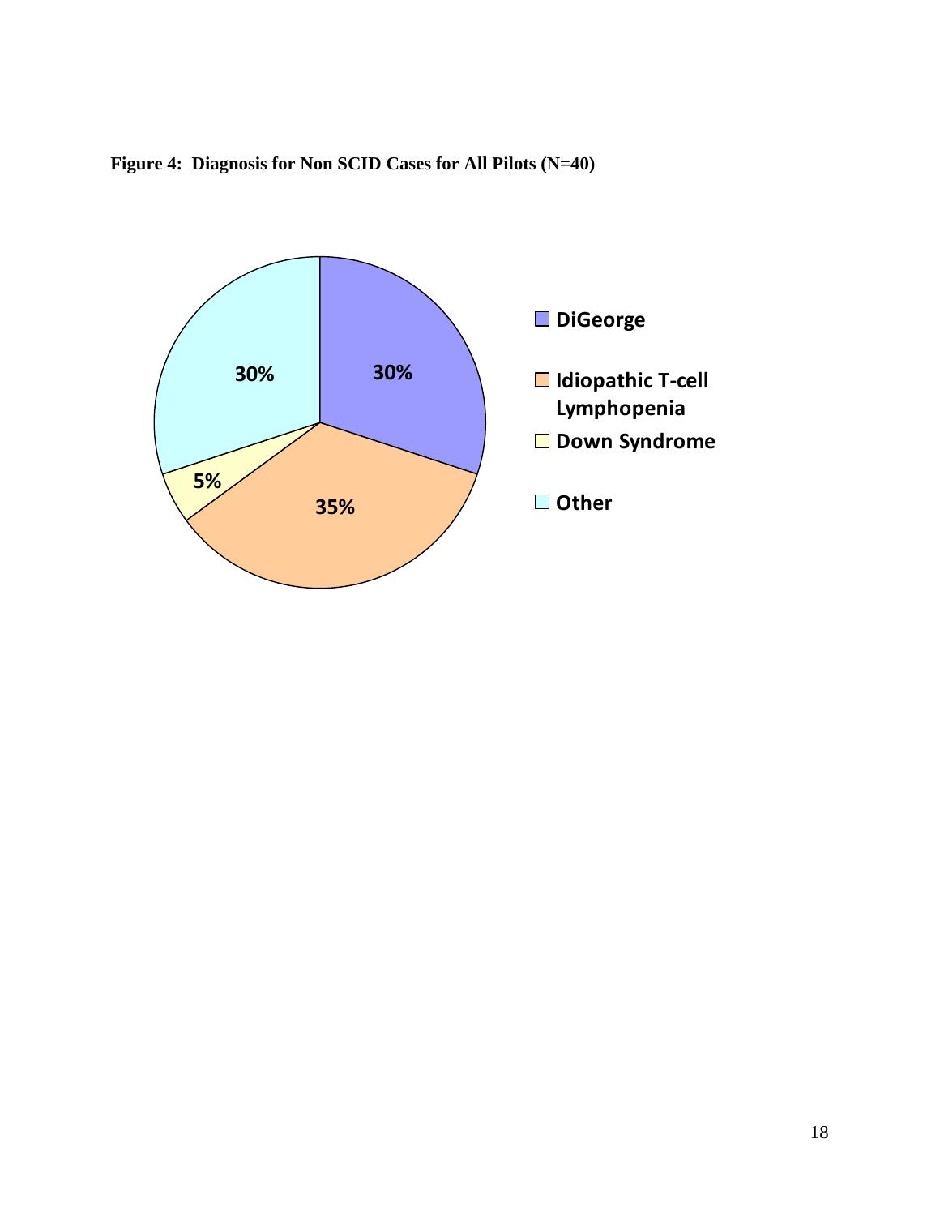**Figure 4: Diagnosis for Non SCID Cases for All Pilots (N=40)**

| Diagnosis | Percentage |
|---|---|
| DiGeorge | 30% |
| Idiopathic T-cell Lymphopenia | 35% |
| Down Syndrome | 5% |
| Other | 30% |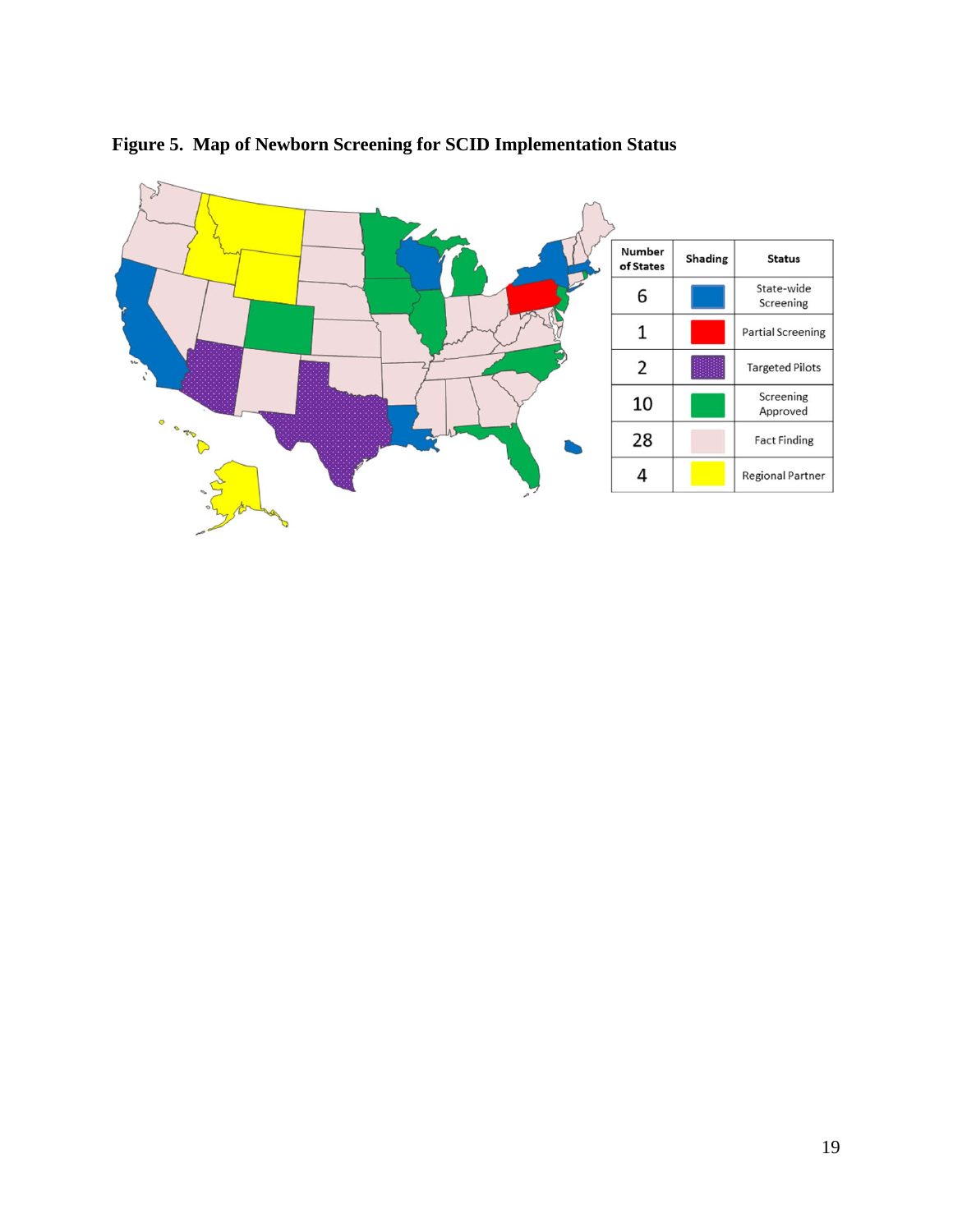**Figure 5. Map of Newborn Screening for SCID Implementation Status**

| Number of States | Shading | Status |
|---|---|---|
| 6 | | State-wide Screening |
| 1 | | Partial Screening |
| 2 | | Targeted Pilots |
| 10 | | Screening Approved |
| 28 | | Fact Finding |
| 4 | | Regional Partner |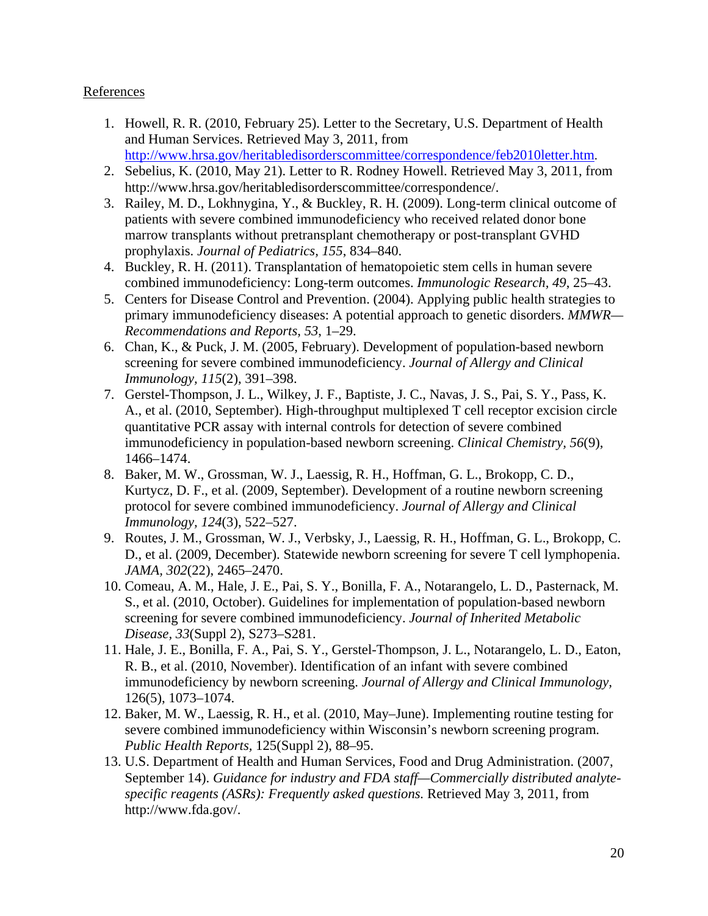References

1. Howell, R. R. (2010, February 25). Letter to the Secretary, U.S. Department of Health and Human Services. Retrieved May 3, 2011, from http://www.hrsa.gov/heritabledisorderscommittee/correspondence/feb2010letter.htm.
2. Sebelius, K. (2010, May 21). Letter to R. Rodney Howell. Retrieved May 3, 2011, from http://www.hrsa.gov/heritabledisorderscommittee/correspondence/.
3. Railey, M. D., Lokhnygina, Y., & Buckley, R. H. (2009). Long-term clinical outcome of patients with severe combined immunodeficiency who received related donor bone marrow transplants without pretransplant chemotherapy or post-transplant GVHD prophylaxis. *Journal of Pediatrics, 155*, 834–840.
4. Buckley, R. H. (2011). Transplantation of hematopoietic stem cells in human severe combined immunodeficiency: Long-term outcomes. *Immunologic Research, 49*, 25–43.
5. Centers for Disease Control and Prevention. (2004). Applying public health strategies to primary immunodeficiency diseases: A potential approach to genetic disorders. *MMWR—Recommendations and Reports, 53*, 1–29.
6. Chan, K., & Puck, J. M. (2005, February). Development of population-based newborn screening for severe combined immunodeficiency. *Journal of Allergy and Clinical Immunology, 115*(2), 391–398.
7. Gerstel-Thompson, J. L., Wilkey, J. F., Baptiste, J. C., Navas, J. S., Pai, S. Y., Pass, K. A., et al. (2010, September). High-throughput multiplexed T cell receptor excision circle quantitative PCR assay with internal controls for detection of severe combined immunodeficiency in population-based newborn screening. *Clinical Chemistry, 56*(9), 1466–1474.
8. Baker, M. W., Grossman, W. J., Laessig, R. H., Hoffman, G. L., Brokopp, C. D., Kurtycz, D. F., et al. (2009, September). Development of a routine newborn screening protocol for severe combined immunodeficiency. *Journal of Allergy and Clinical Immunology, 124*(3), 522–527.
9. Routes, J. M., Grossman, W. J., Verbsky, J., Laessig, R. H., Hoffman, G. L., Brokopp, C. D., et al. (2009, December). Statewide newborn screening for severe T cell lymphopenia. *JAMA, 302*(22), 2465–2470.
10. Comeau, A. M., Hale, J. E., Pai, S. Y., Bonilla, F. A., Notarangelo, L. D., Pasternack, M. S., et al. (2010, October). Guidelines for implementation of population-based newborn screening for severe combined immunodeficiency. *Journal of Inherited Metabolic Disease, 33*(Suppl 2), S273–S281.
11. Hale, J. E., Bonilla, F. A., Pai, S. Y., Gerstel-Thompson, J. L., Notarangelo, L. D., Eaton, R. B., et al. (2010, November). Identification of an infant with severe combined immunodeficiency by newborn screening. *Journal of Allergy and Clinical Immunology,* 126(5), 1073–1074.
12. Baker, M. W., Laessig, R. H., et al. (2010, May–June). Implementing routine testing for severe combined immunodeficiency within Wisconsin's newborn screening program. *Public Health Reports*, 125(Suppl 2), 88–95.
13. U.S. Department of Health and Human Services, Food and Drug Administration. (2007, September 14). *Guidance for industry and FDA staff—Commercially distributed analyte-specific reagents (ASRs): Frequently asked questions.* Retrieved May 3, 2011, from http://www.fda.gov/.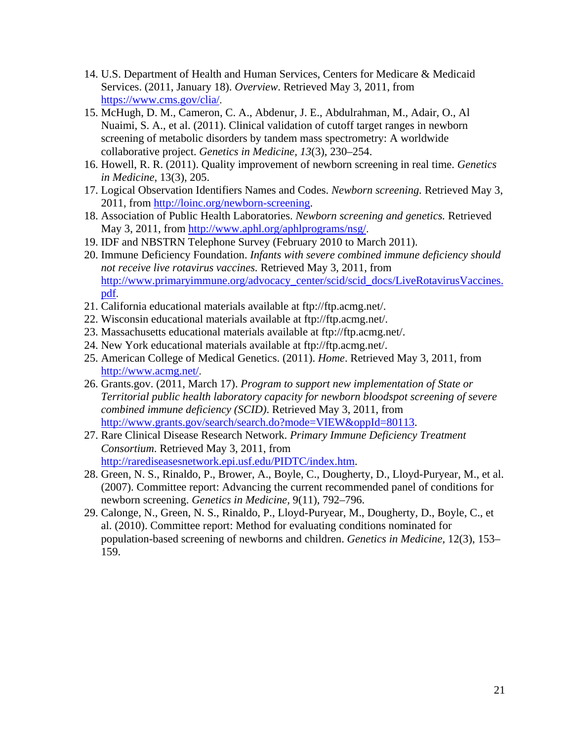14. U.S. Department of Health and Human Services, Centers for Medicare & Medicaid Services. (2011, January 18). *Overview*. Retrieved May 3, 2011, from https://www.cms.gov/clia/.
15. McHugh, D. M., Cameron, C. A., Abdenur, J. E., Abdulrahman, M., Adair, O., Al Nuaimi, S. A., et al. (2011). Clinical validation of cutoff target ranges in newborn screening of metabolic disorders by tandem mass spectrometry: A worldwide collaborative project. *Genetics in Medicine, 13*(3), 230–254.
16. Howell, R. R. (2011). Quality improvement of newborn screening in real time. *Genetics in Medicine,* 13(3), 205.
17. Logical Observation Identifiers Names and Codes. *Newborn screening.* Retrieved May 3, 2011, from http://loinc.org/newborn-screening.
18. Association of Public Health Laboratories. *Newborn screening and genetics.* Retrieved May 3, 2011, from http://www.aphl.org/aphlprograms/nsg/.
19. IDF and NBSTRN Telephone Survey (February 2010 to March 2011).
20. Immune Deficiency Foundation. *Infants with severe combined immune deficiency should not receive live rotavirus vaccines.* Retrieved May 3, 2011, from http://www.primaryimmune.org/advocacy_center/scid/scid_docs/LiveRotavirusVaccines.pdf.
21. California educational materials available at ftp://ftp.acmg.net/.
22. Wisconsin educational materials available at ftp://ftp.acmg.net/.
23. Massachusetts educational materials available at ftp://ftp.acmg.net/.
24. New York educational materials available at ftp://ftp.acmg.net/.
25. American College of Medical Genetics. (2011). *Home*. Retrieved May 3, 2011, from http://www.acmg.net/.
26. Grants.gov. (2011, March 17). *Program to support new implementation of State or Territorial public health laboratory capacity for newborn bloodspot screening of severe combined immune deficiency (SCID)*. Retrieved May 3, 2011, from http://www.grants.gov/search/search.do?mode=VIEW&oppId=80113.
27. Rare Clinical Disease Research Network. *Primary Immune Deficiency Treatment Consortium*. Retrieved May 3, 2011, from http://rarediseasesnetwork.epi.usf.edu/PIDTC/index.htm.
28. Green, N. S., Rinaldo, P., Brower, A., Boyle, C., Dougherty, D., Lloyd-Puryear, M., et al. (2007). Committee report: Advancing the current recommended panel of conditions for newborn screening. *Genetics in Medicine,* 9(11), 792–796.
29. Calonge, N., Green, N. S., Rinaldo, P., Lloyd-Puryear, M., Dougherty, D., Boyle, C., et al. (2010). Committee report: Method for evaluating conditions nominated for population-based screening of newborns and children. *Genetics in Medicine,* 12(3), 153–159.